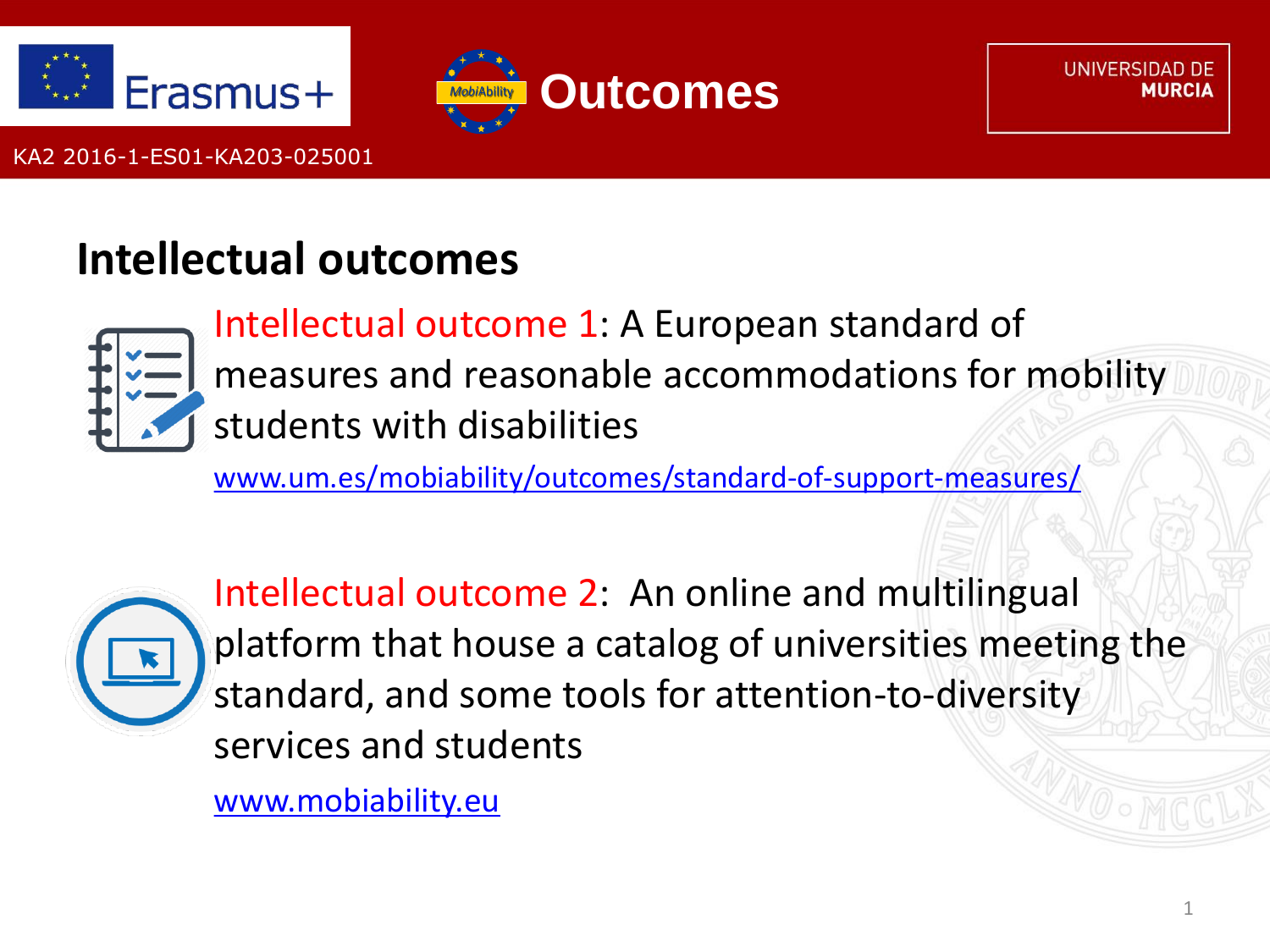# Outcomes

KA2 2016-1-ES01-KA203-025001

## Intellectual outcomes

Intellectual outcome 1: A European standard of measures and reasonable accommodations for mobility students with disabilities

www.um.es/mobiability/outcomes/standard-of-support-measures/

Intellectual outcome 2: An online and multilingual platform that house a catalog of universities meeting the standard, and some tools for attention-to-diversity services and students

www.mobiability.eu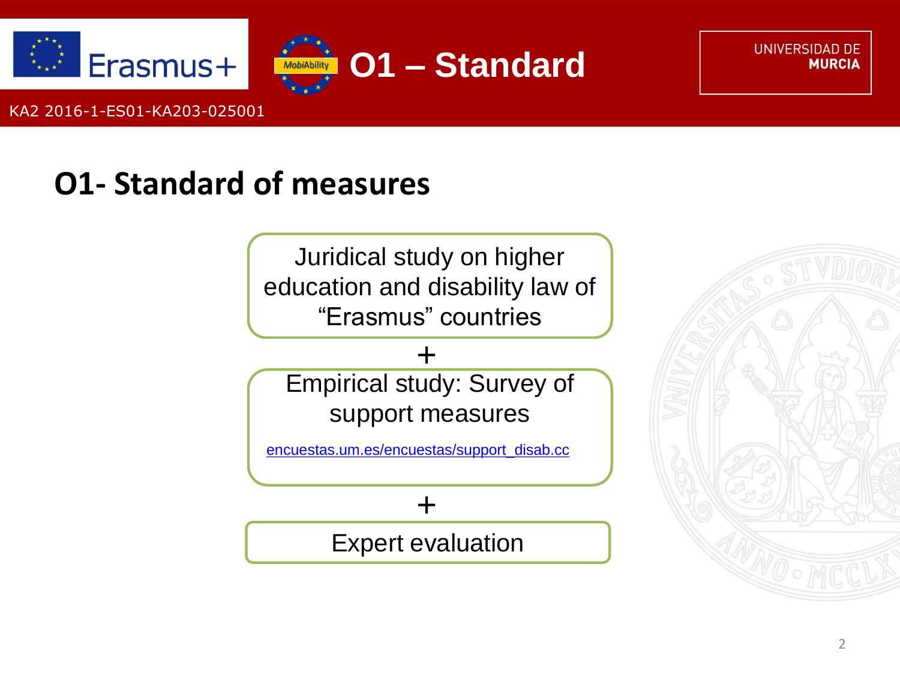## O1- Standard of measures

Juridical study on higher education and disability law of “Erasmus” countries

\+

Empirical study: Survey of support measures

encuestas.um.es/encuestas/support_disab.cc

\+

Expert evaluation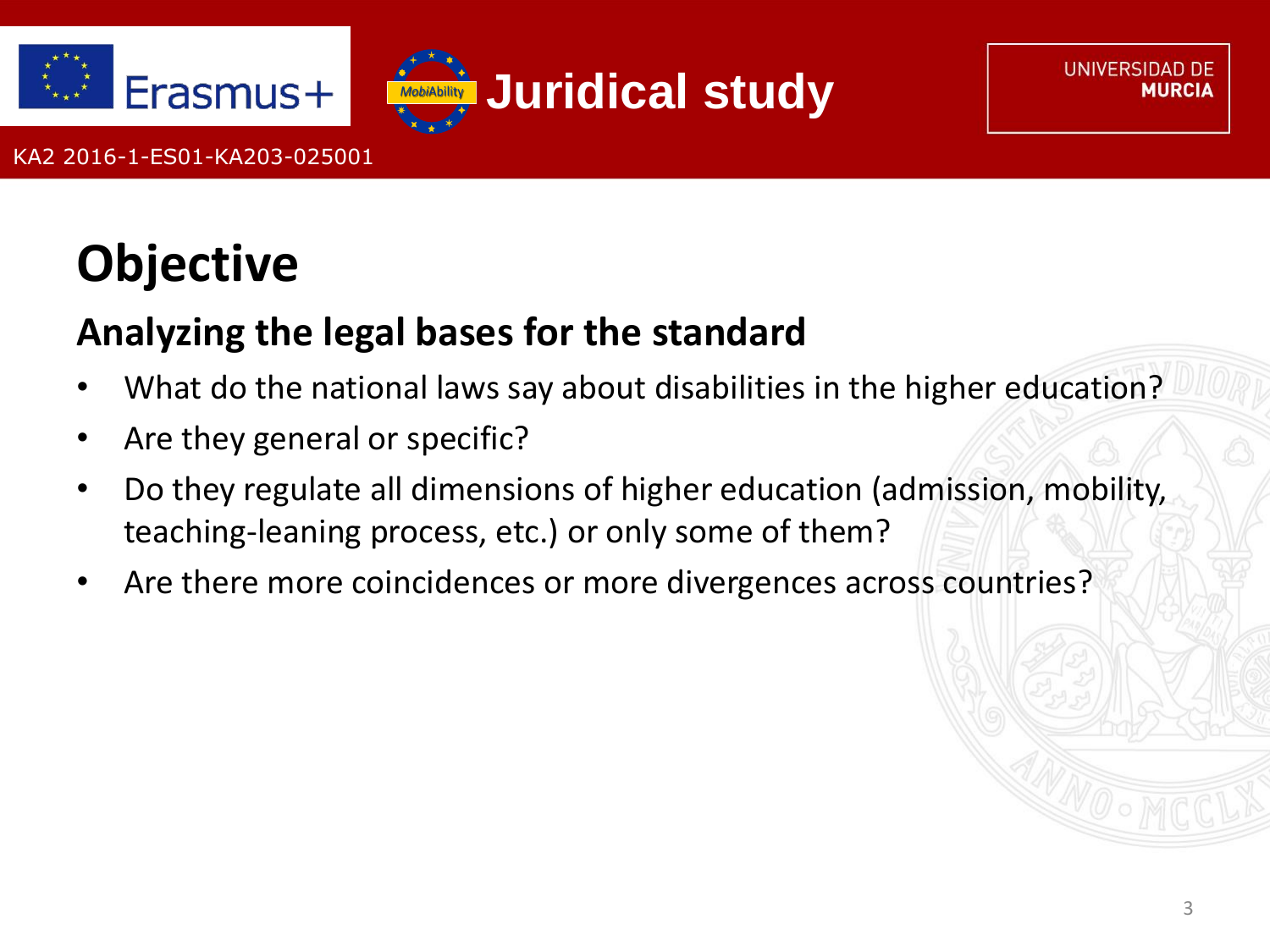# Objective

## Analyzing the legal bases for the standard

- What do the national laws say about disabilities in the higher education?
- Are they general or specific?
- Do they regulate all dimensions of higher education (admission, mobility, teaching-leaning process, etc.) or only some of them?
- Are there more coincidences or more divergences across countries?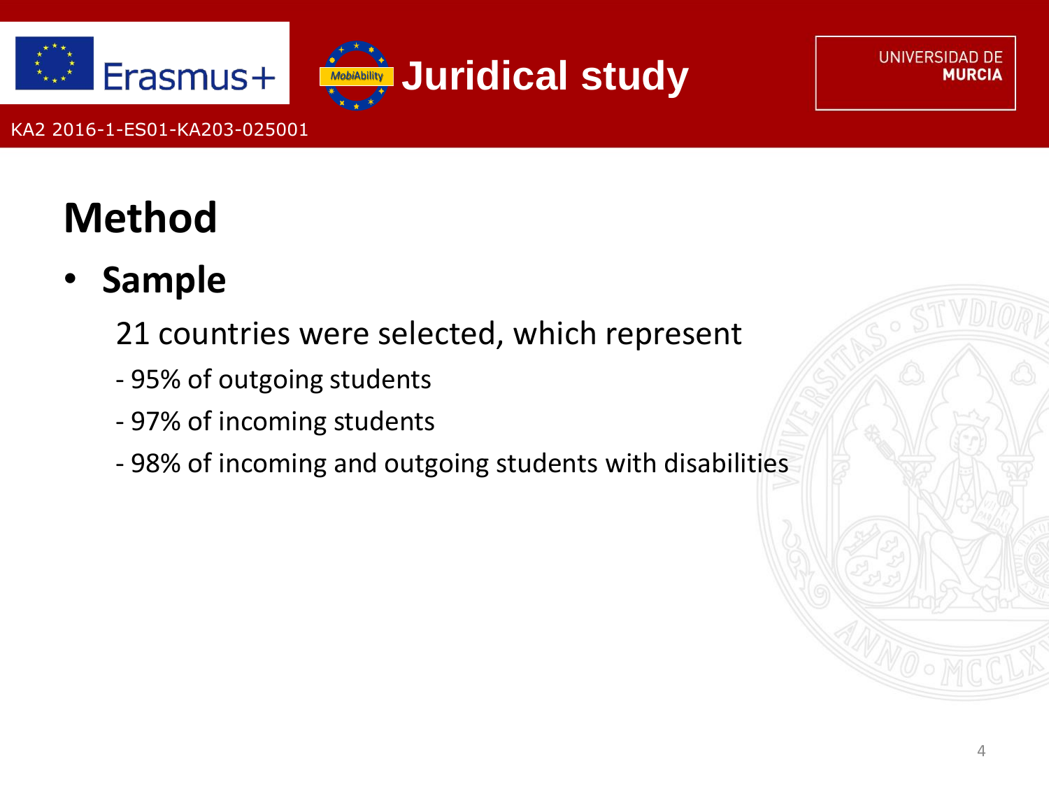# Method

- **Sample**

  21 countries were selected, which represent

  - 95% of outgoing students
  - 97% of incoming students
  - 98% of incoming and outgoing students with disabilities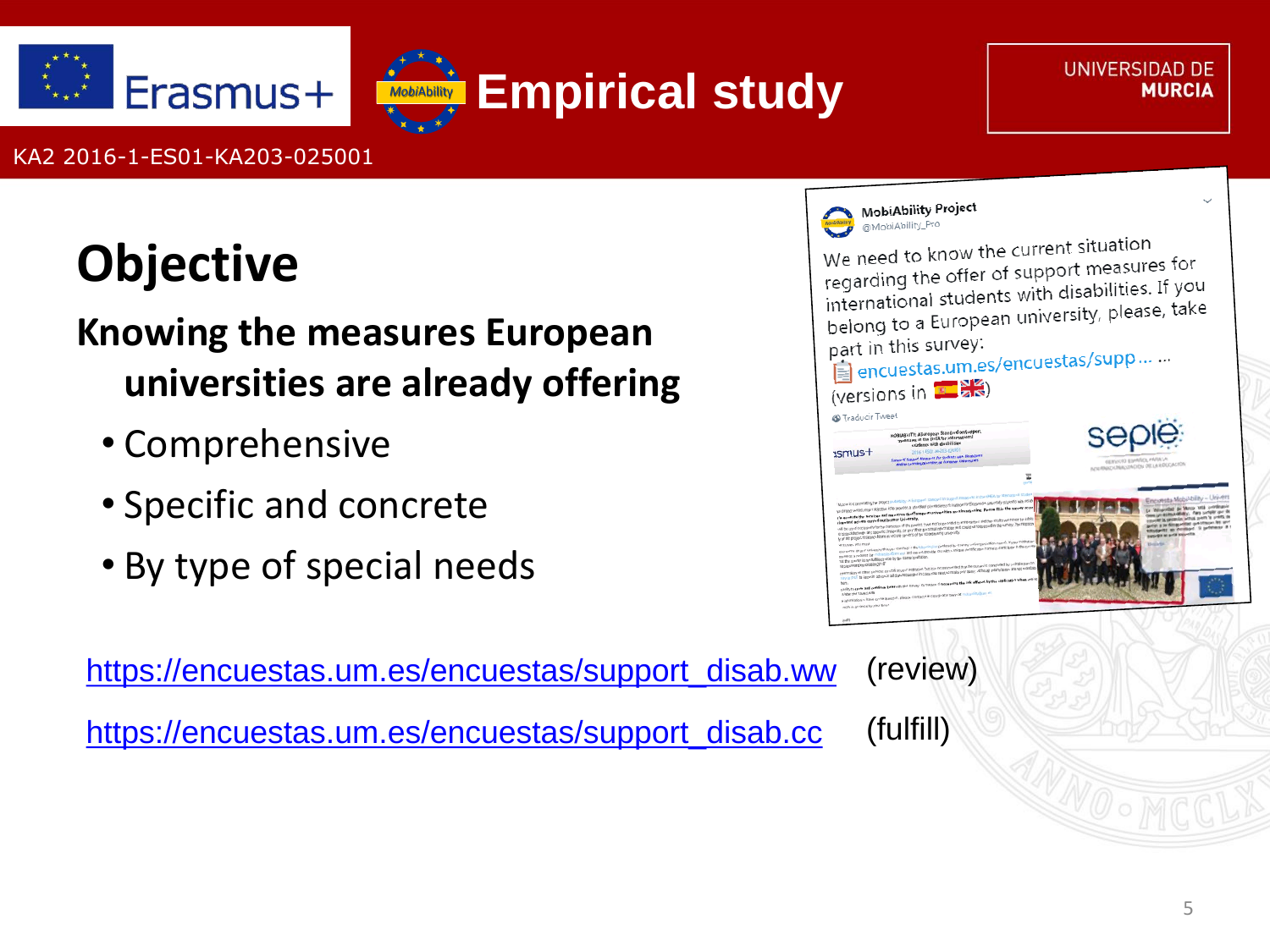# Empirical study

KA2 2016-1-ES01-KA203-025001

## Objective

**Knowing the measures European universities are already offering**

- Comprehensive
- Specific and concrete
- By type of special needs

MobiAbility Project
@MobiAbility_Pro

We need to know the current situation regarding the offer of support measures for international students with disabilities. If you belong to a European university, please, take part in this survey:
encuestas.um.es/encuestas/supp... ...
(versions in 🇪🇸🇬🇧)

https://encuestas.um.es/encuestas/support_disab.ww (review)

https://encuestas.um.es/encuestas/support_disab.cc (fulfill)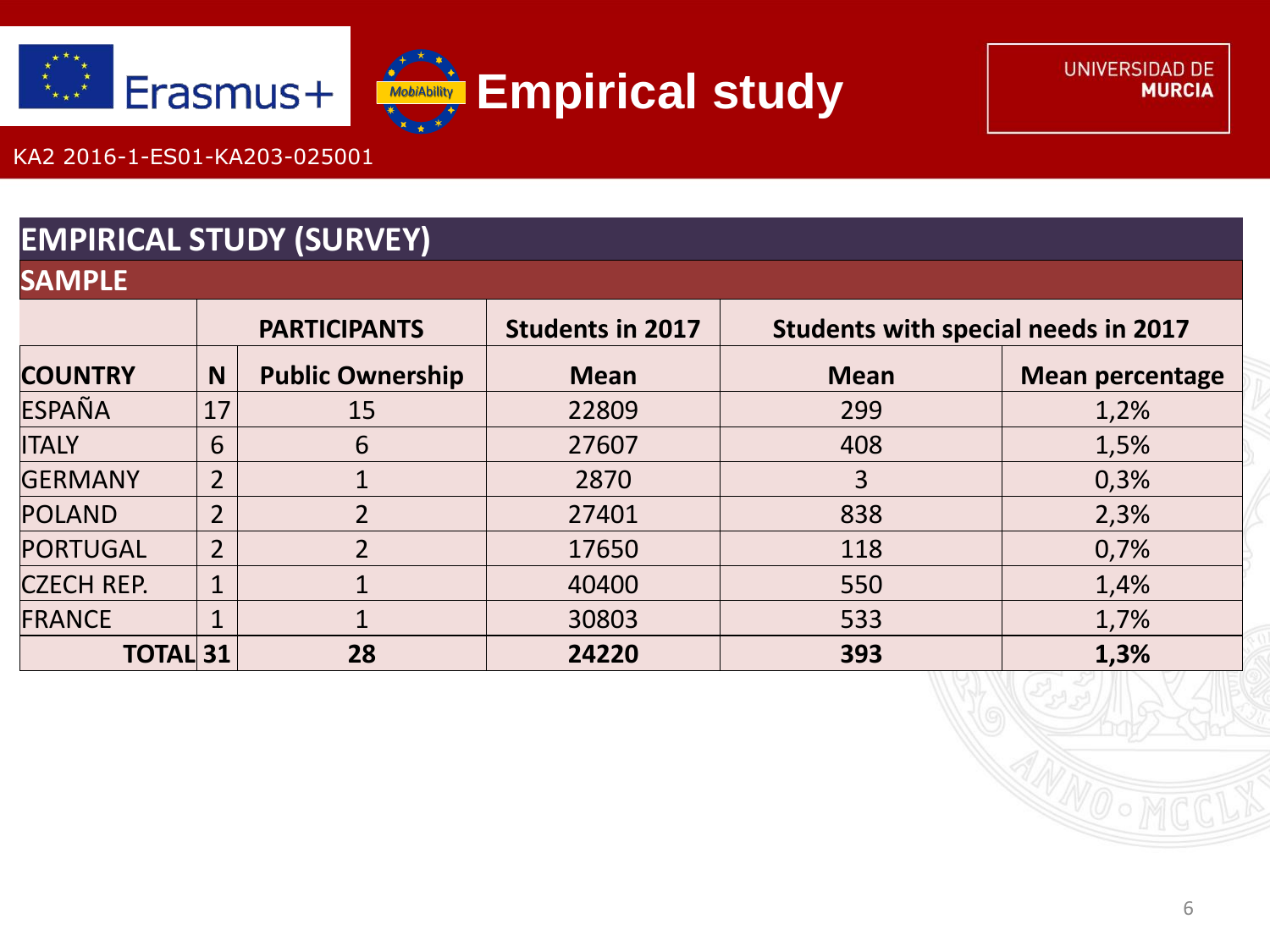# Empirical study

KA2 2016-1-ES01-KA203-025001

## EMPIRICAL STUDY (SURVEY)

### SAMPLE

| | PARTICIPANTS | | Students in 2017 | Students with special needs in 2017 | |
|---|---|---|---|---|---|
| **COUNTRY** | **N** | **Public Ownership** | **Mean** | **Mean** | **Mean percentage** |
| ESPAÑA | 17 | 15 | 22809 | 299 | 1,2% |
| ITALY | 6 | 6 | 27607 | 408 | 1,5% |
| GERMANY | 2 | 1 | 2870 | 3 | 0,3% |
| POLAND | 2 | 2 | 27401 | 838 | 2,3% |
| PORTUGAL | 2 | 2 | 17650 | 118 | 0,7% |
| CZECH REP. | 1 | 1 | 40400 | 550 | 1,4% |
| FRANCE | 1 | 1 | 30803 | 533 | 1,7% |
| **TOTAL** | **31** | **28** | **24220** | **393** | **1,3%** |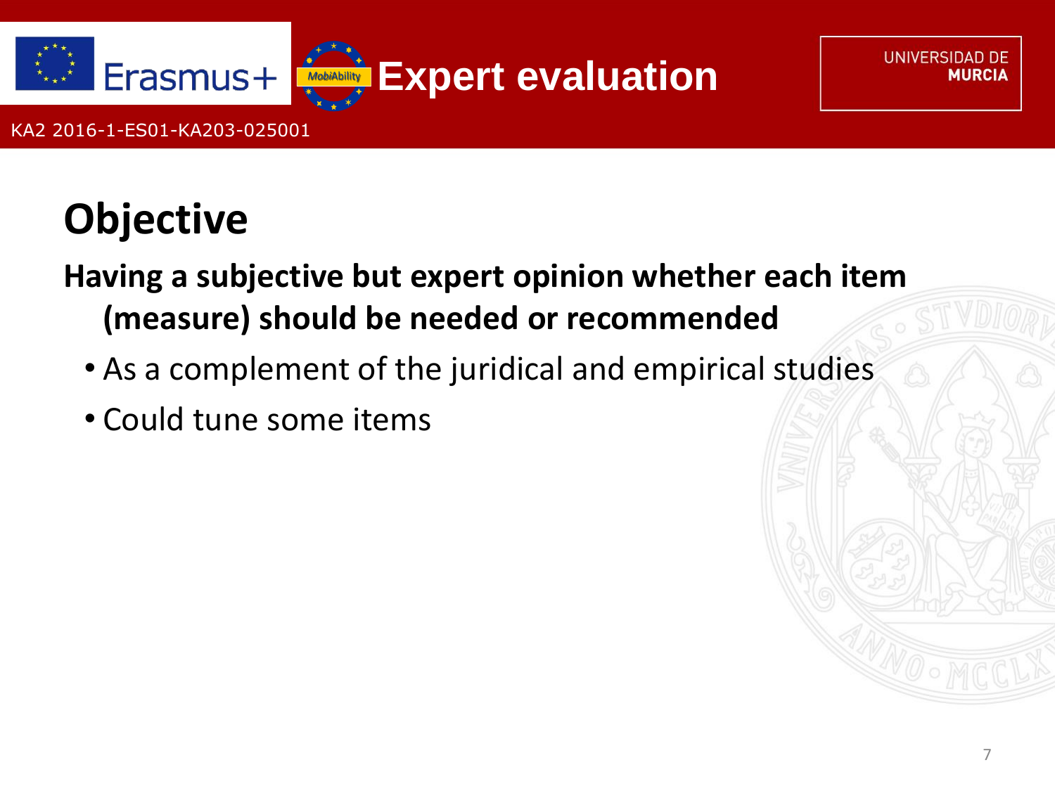# Expert evaluation

KA2 2016-1-ES01-KA203-025001

## Objective

**Having a subjective but expert opinion whether each item (measure) should be needed or recommended**

- As a complement of the juridical and empirical studies
- Could tune some items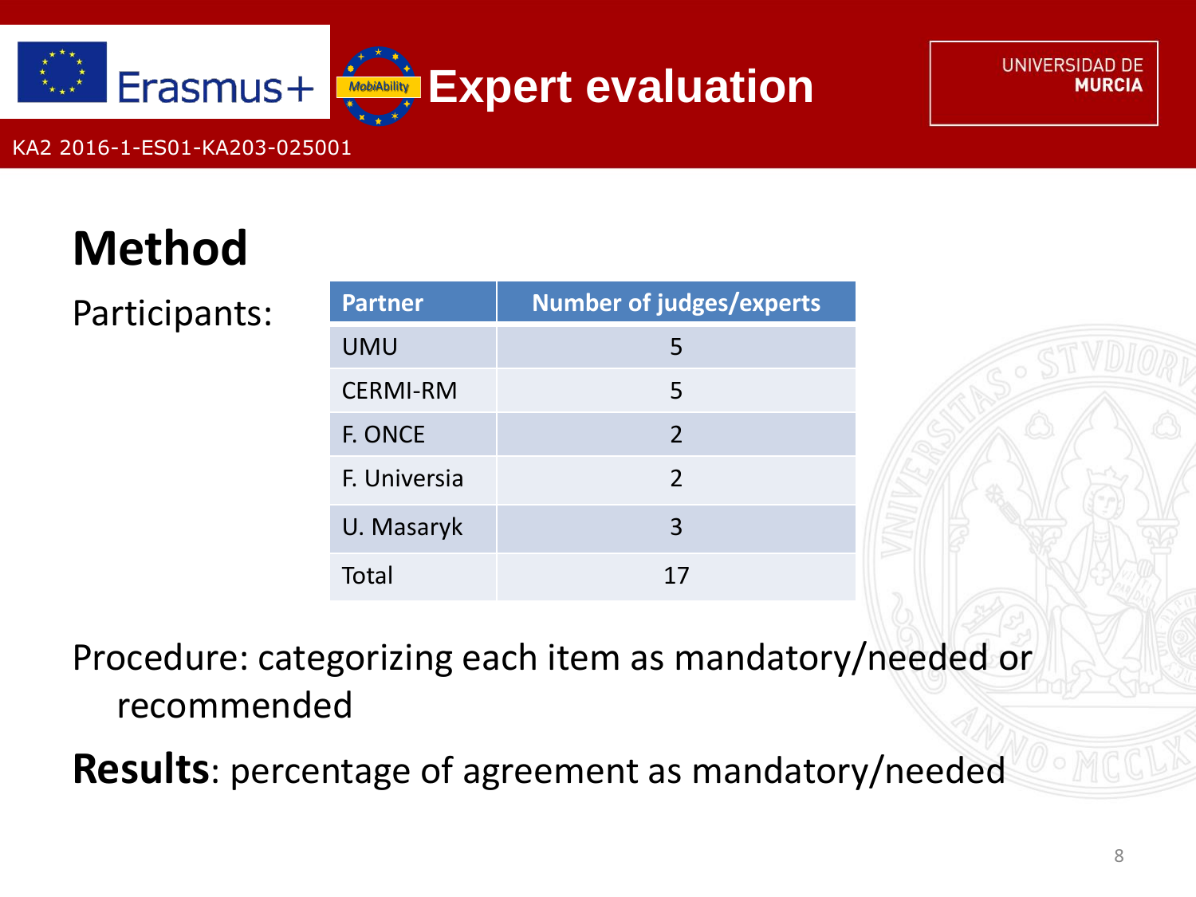# Method

Participants:

| Partner | Number of judges/experts |
| --- | --- |
| UMU | 5 |
| CERMI-RM | 5 |
| F. ONCE | 2 |
| F. Universia | 2 |
| U. Masaryk | 3 |
| Total | 17 |

Procedure: categorizing each item as mandatory/needed or recommended

**Results**: percentage of agreement as mandatory/needed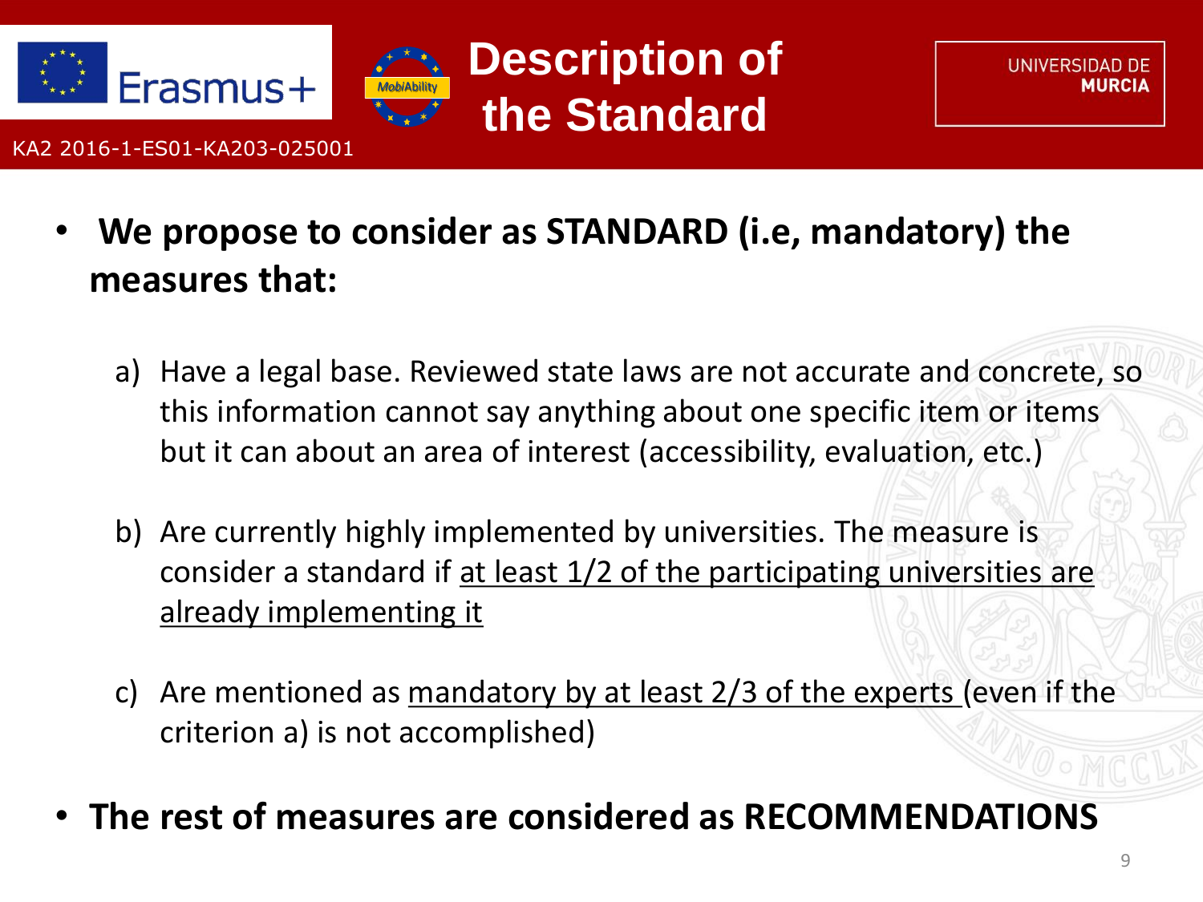# Description of the Standard

KA2 2016-1-ES01-KA203-025001

- **We propose to consider as STANDARD (i.e, mandatory) the measures that:**

  a) Have a legal base. Reviewed state laws are not accurate and concrete, so this information cannot say anything about one specific item or items but it can about an area of interest (accessibility, evaluation, etc.)

  b) Are currently highly implemented by universities. The measure is consider a standard if <u>at least 1/2 of the participating universities are already implementing it</u>

  c) Are mentioned as <u>mandatory by at least 2/3 of the experts</u> (even if the criterion a) is not accomplished)

- **The rest of measures are considered as RECOMMENDATIONS**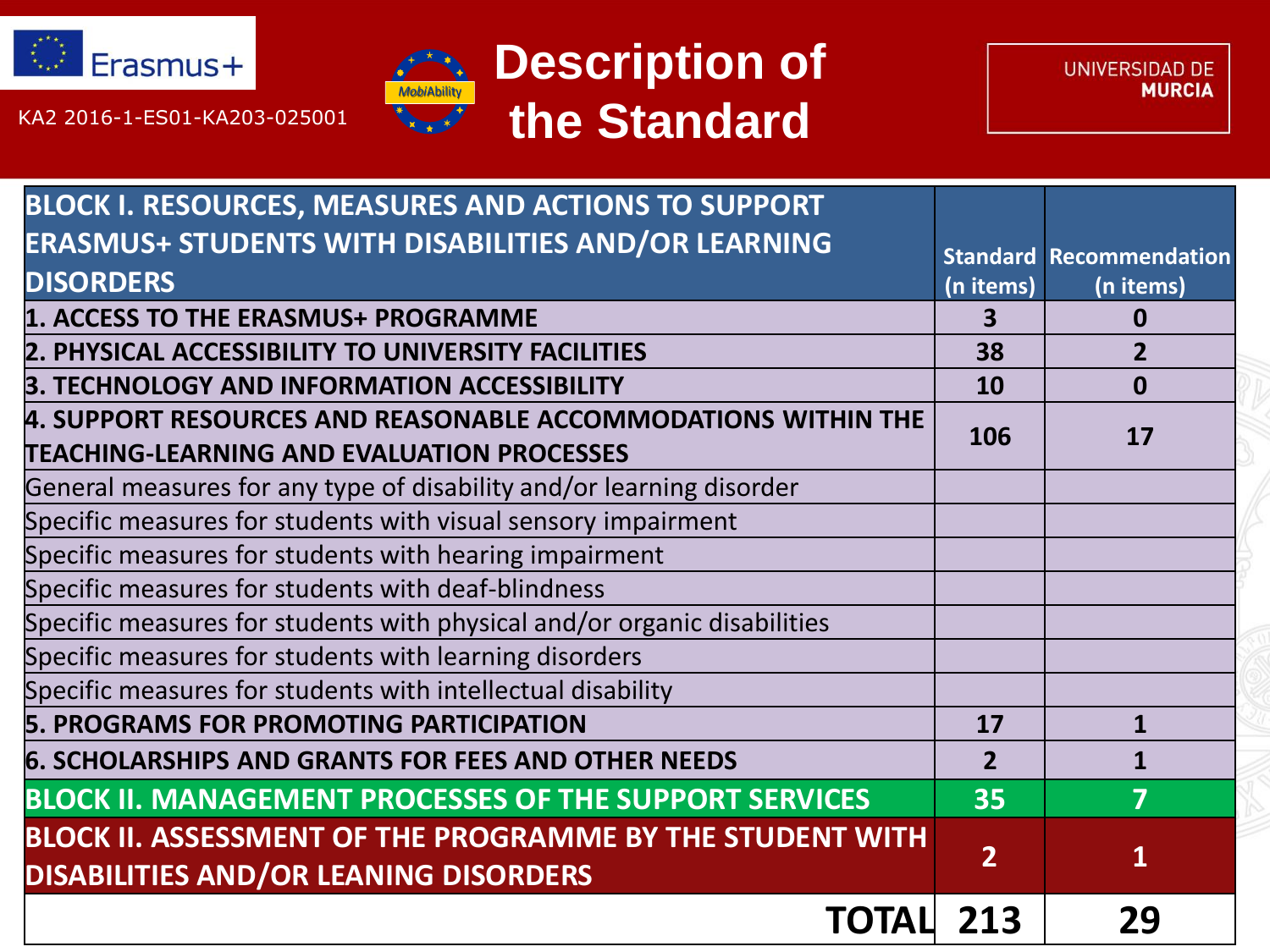Erasmus+

KA2 2016-1-ES01-KA203-025001

MobiAbility

# Description of the Standard

UNIVERSIDAD DE MURCIA

| BLOCK I. RESOURCES, MEASURES AND ACTIONS TO SUPPORT ERASMUS+ STUDENTS WITH DISABILITIES AND/OR LEARNING DISORDERS | Standard (n items) | Recommendation (n items) |
|---|---|---|
| **1. ACCESS TO THE ERASMUS+ PROGRAMME** | **3** | **0** |
| **2. PHYSICAL ACCESSIBILITY TO UNIVERSITY FACILITIES** | **38** | **2** |
| **3. TECHNOLOGY AND INFORMATION ACCESSIBILITY** | **10** | **0** |
| **4. SUPPORT RESOURCES AND REASONABLE ACCOMMODATIONS WITHIN THE TEACHING-LEARNING AND EVALUATION PROCESSES** | **106** | **17** |
| General measures for any type of disability and/or learning disorder | | |
| Specific measures for students with visual sensory impairment | | |
| Specific measures for students with hearing impairment | | |
| Specific measures for students with deaf-blindness | | |
| Specific measures for students with physical and/or organic disabilities | | |
| Specific measures for students with learning disorders | | |
| Specific measures for students with intellectual disability | | |
| **5. PROGRAMS FOR PROMOTING PARTICIPATION** | **17** | **1** |
| **6. SCHOLARSHIPS AND GRANTS FOR FEES AND OTHER NEEDS** | **2** | **1** |
| **BLOCK II. MANAGEMENT PROCESSES OF THE SUPPORT SERVICES** | **35** | **7** |
| **BLOCK II. ASSESSMENT OF THE PROGRAMME BY THE STUDENT WITH DISABILITIES AND/OR LEANING DISORDERS** | **2** | **1** |
| **TOTAL** | **213** | **29** |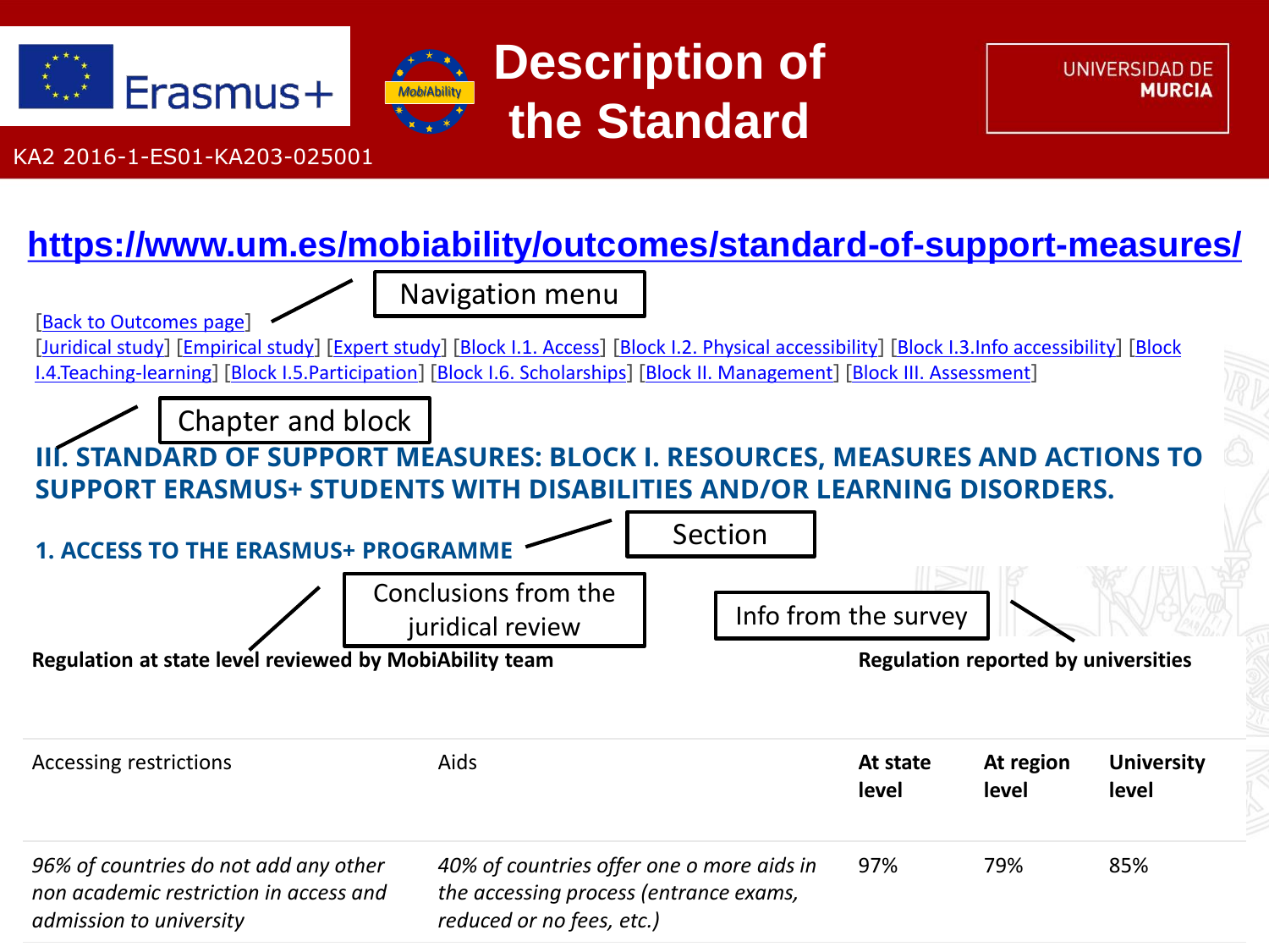# Description of the Standard

KA2 2016-1-ES01-KA203-025001

https://www.um.es/mobiability/outcomes/standard-of-support-measures/

Navigation menu

[Back to Outcomes page]

[Juridical study] [Empirical study] [Expert study] [Block I.1. Access] [Block I.2. Physical accessibility] [Block I.3.Info accessibility] [Block I.4.Teaching-learning] [Block I.5.Participation] [Block I.6. Scholarships] [Block II. Management] [Block III. Assessment]

Chapter and block

**III. STANDARD OF SUPPORT MEASURES: BLOCK I. RESOURCES, MEASURES AND ACTIONS TO SUPPORT ERASMUS+ STUDENTS WITH DISABILITIES AND/OR LEARNING DISORDERS.**

Section

**1. ACCESS TO THE ERASMUS+ PROGRAMME**

Conclusions from the juridical review

Info from the survey

**Regulation at state level reviewed by MobiAbility team**

**Regulation reported by universities**

| Accessing restrictions | Aids | **At state level** | **At region level** | **University level** |
|---|---|---|---|---|
| *96% of countries do not add any other non academic restriction in access and admission to university* | *40% of countries offer one o more aids in the accessing process (entrance exams, reduced or no fees, etc.)* | 97% | 79% | 85% |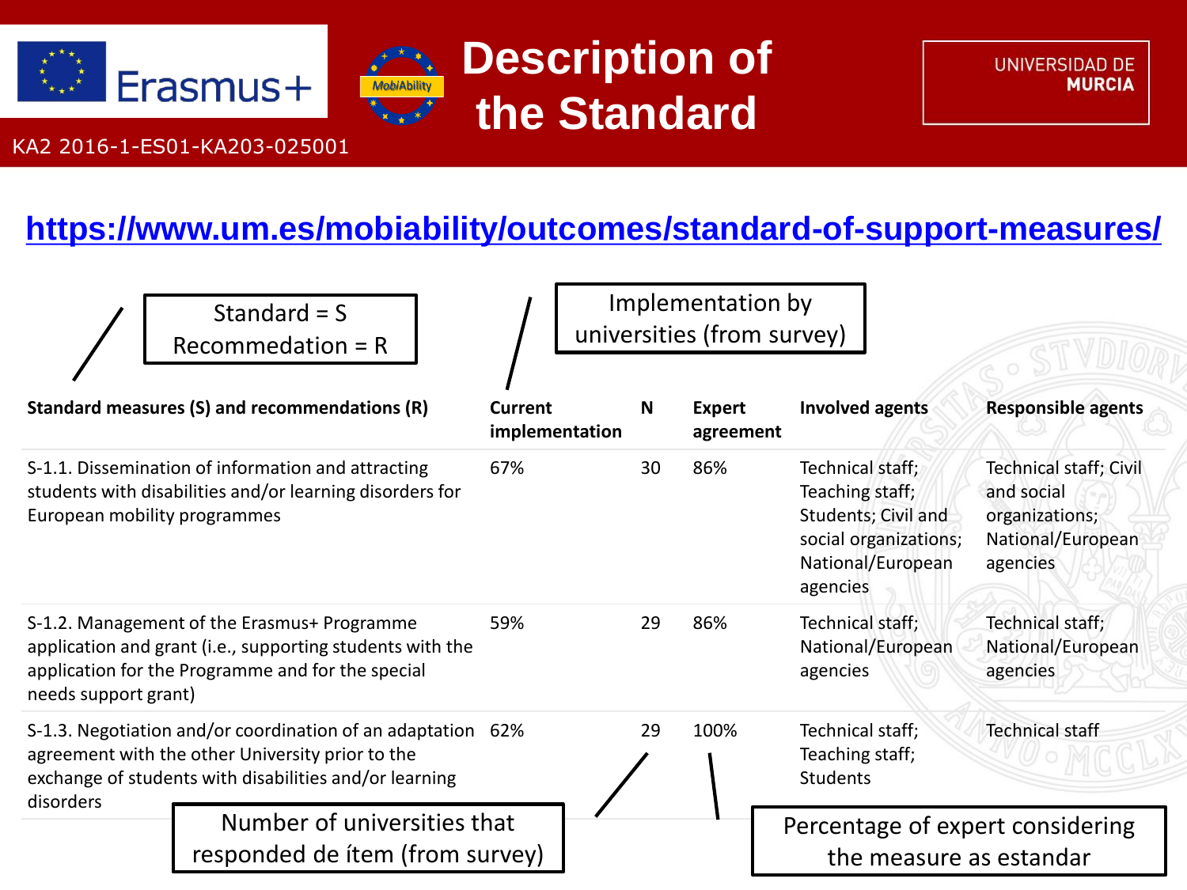# Description of the Standard

KA2 2016-1-ES01-KA203-025001

https://www.um.es/mobiability/outcomes/standard-of-support-measures/

Standard = S
Recommedation = R

Implementation by universities (from survey)

| Standard measures (S) and recommendations (R) | Current implementation | N | Expert agreement | Involved agents | Responsible agents |
|---|---|---|---|---|---|
| S-1.1. Dissemination of information and attracting students with disabilities and/or learning disorders for European mobility programmes | 67% | 30 | 86% | Technical staff; Teaching staff; Students; Civil and social organizations; National/European agencies | Technical staff; Civil and social organizations; National/European agencies |
| S-1.2. Management of the Erasmus+ Programme application and grant (i.e., supporting students with the application for the Programme and for the special needs support grant) | 59% | 29 | 86% | Technical staff; National/European agencies | Technical staff; National/European agencies |
| S-1.3. Negotiation and/or coordination of an adaptation agreement with the other University prior to the exchange of students with disabilities and/or learning disorders | 62% | 29 | 100% | Technical staff; Teaching staff; Students | Technical staff |

Number of universities that responded de ítem (from survey)

Percentage of expert considering the measure as estandar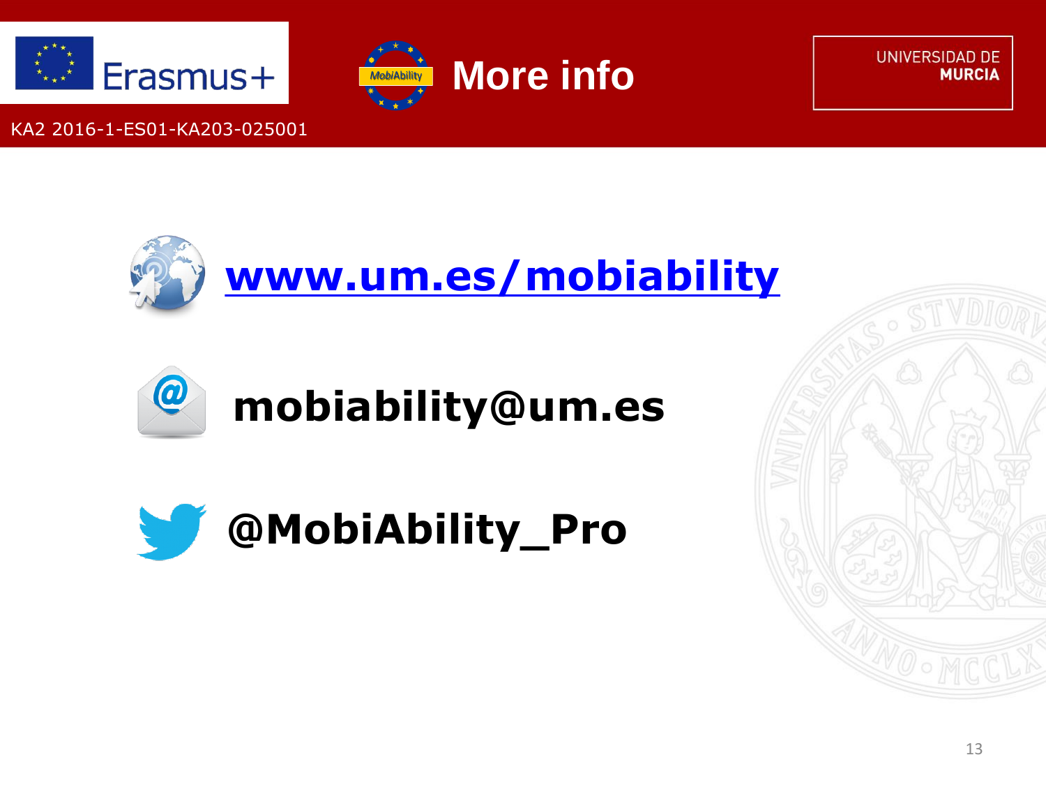Erasmus+

KA2 2016-1-ES01-KA203-025001

# More info

UNIVERSIDAD DE MURCIA

[www.um.es/mobiability](http://www.um.es/mobiability)

**mobiability@um.es**

**@MobiAbility_Pro**